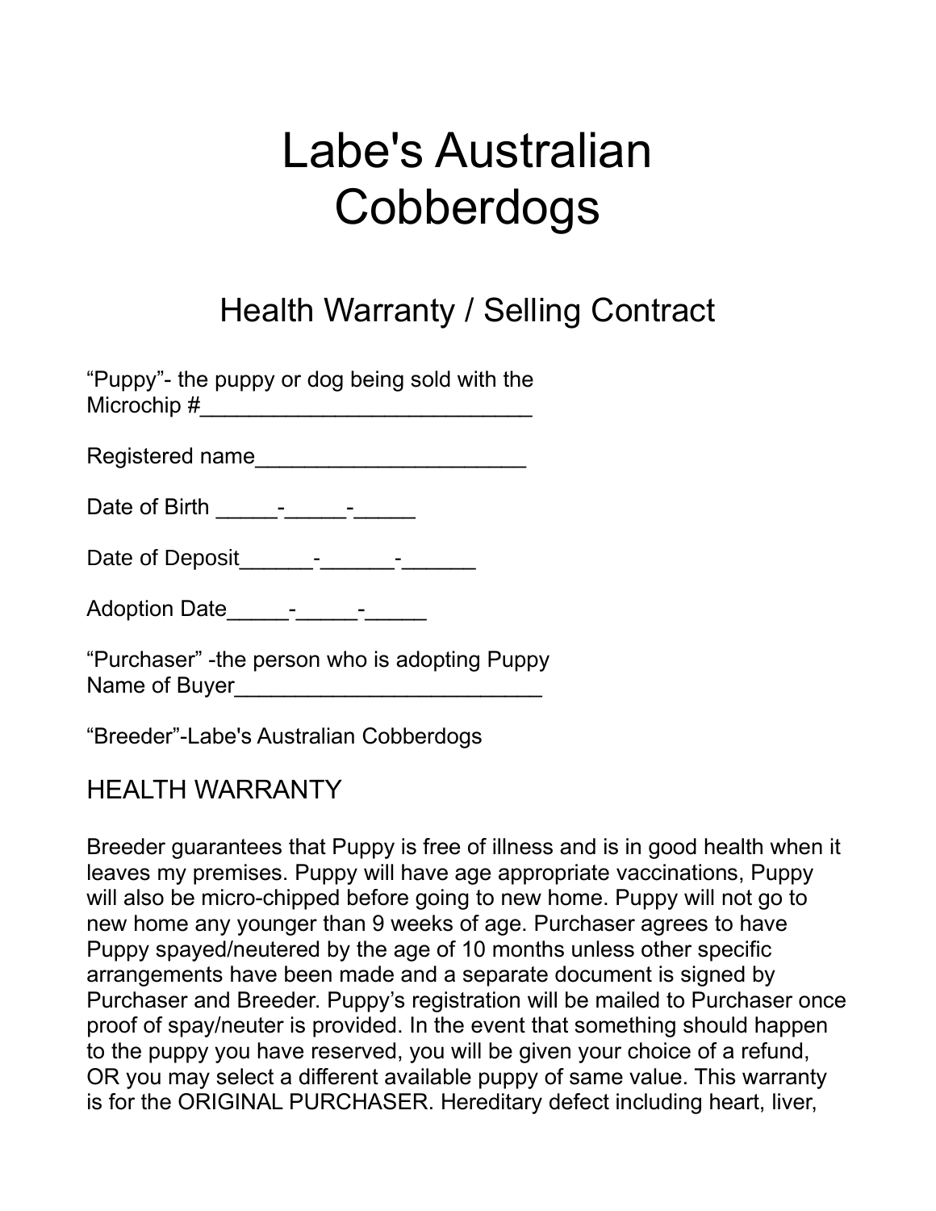# Labe's Australian Cobberdogs

## Health Warranty / Selling Contract

“Puppy”- the puppy or dog being sold with the Microchip #___________________________

Registered name______________________

Date of Birth _____-_____-_____

Date of Deposit______-______-______

Adoption Date_____-_____-_____

“Purchaser” -the person who is adopting Puppy
Name of Buyer_________________________

“Breeder”-Labe's Australian Cobberdogs

### HEALTH WARRANTY

Breeder guarantees that Puppy is free of illness and is in good health when it leaves my premises. Puppy will have age appropriate vaccinations, Puppy will also be micro-chipped before going to new home. Puppy will not go to new home any younger than 9 weeks of age. Purchaser agrees to have Puppy spayed/neutered by the age of 10 months unless other specific arrangements have been made and a separate document is signed by Purchaser and Breeder. Puppy’s registration will be mailed to Purchaser once proof of spay/neuter is provided. In the event that something should happen to the puppy you have reserved, you will be given your choice of a refund, OR you may select a different available puppy of same value. This warranty is for the ORIGINAL PURCHASER. Hereditary defect including heart, liver,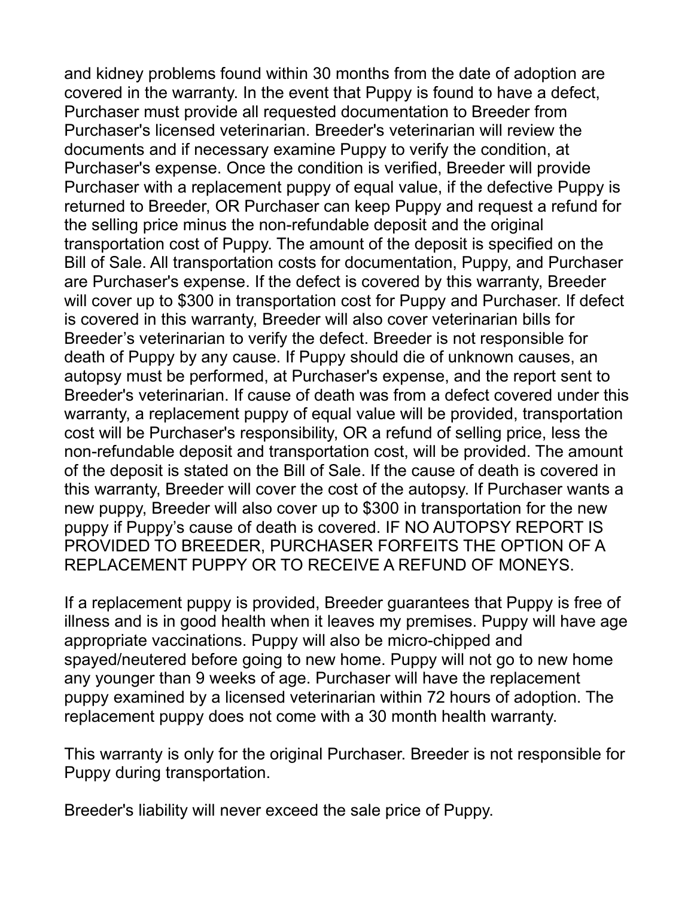and kidney problems found within 30 months from the date of adoption are covered in the warranty. In the event that Puppy is found to have a defect, Purchaser must provide all requested documentation to Breeder from Purchaser's licensed veterinarian. Breeder's veterinarian will review the documents and if necessary examine Puppy to verify the condition, at Purchaser's expense. Once the condition is verified, Breeder will provide Purchaser with a replacement puppy of equal value, if the defective Puppy is returned to Breeder, OR Purchaser can keep Puppy and request a refund for the selling price minus the non-refundable deposit and the original transportation cost of Puppy. The amount of the deposit is specified on the Bill of Sale. All transportation costs for documentation, Puppy, and Purchaser are Purchaser's expense. If the defect is covered by this warranty, Breeder will cover up to $300 in transportation cost for Puppy and Purchaser. If defect is covered in this warranty, Breeder will also cover veterinarian bills for Breeder's veterinarian to verify the defect. Breeder is not responsible for death of Puppy by any cause. If Puppy should die of unknown causes, an autopsy must be performed, at Purchaser's expense, and the report sent to Breeder's veterinarian. If cause of death was from a defect covered under this warranty, a replacement puppy of equal value will be provided, transportation cost will be Purchaser's responsibility, OR a refund of selling price, less the non-refundable deposit and transportation cost, will be provided. The amount of the deposit is stated on the Bill of Sale. If the cause of death is covered in this warranty, Breeder will cover the cost of the autopsy. If Purchaser wants a new puppy, Breeder will also cover up to $300 in transportation for the new puppy if Puppy's cause of death is covered. IF NO AUTOPSY REPORT IS PROVIDED TO BREEDER, PURCHASER FORFEITS THE OPTION OF A REPLACEMENT PUPPY OR TO RECEIVE A REFUND OF MONEYS.

If a replacement puppy is provided, Breeder guarantees that Puppy is free of illness and is in good health when it leaves my premises. Puppy will have age appropriate vaccinations. Puppy will also be micro-chipped and spayed/neutered before going to new home. Puppy will not go to new home any younger than 9 weeks of age. Purchaser will have the replacement puppy examined by a licensed veterinarian within 72 hours of adoption. The replacement puppy does not come with a 30 month health warranty.

This warranty is only for the original Purchaser. Breeder is not responsible for Puppy during transportation.

Breeder's liability will never exceed the sale price of Puppy.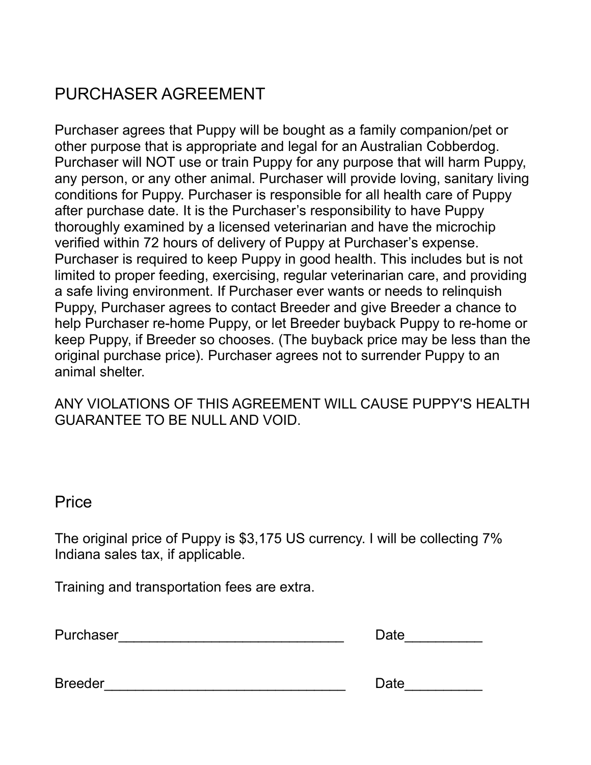## PURCHASER AGREEMENT

Purchaser agrees that Puppy will be bought as a family companion/pet or other purpose that is appropriate and legal for an Australian Cobberdog. Purchaser will NOT use or train Puppy for any purpose that will harm Puppy, any person, or any other animal. Purchaser will provide loving, sanitary living conditions for Puppy. Purchaser is responsible for all health care of Puppy after purchase date. It is the Purchaser's responsibility to have Puppy thoroughly examined by a licensed veterinarian and have the microchip verified within 72 hours of delivery of Puppy at Purchaser's expense. Purchaser is required to keep Puppy in good health. This includes but is not limited to proper feeding, exercising, regular veterinarian care, and providing a safe living environment. If Purchaser ever wants or needs to relinquish Puppy, Purchaser agrees to contact Breeder and give Breeder a chance to help Purchaser re-home Puppy, or let Breeder buyback Puppy to re-home or keep Puppy, if Breeder so chooses. (The buyback price may be less than the original purchase price). Purchaser agrees not to surrender Puppy to an animal shelter.

ANY VIOLATIONS OF THIS AGREEMENT WILL CAUSE PUPPY'S HEALTH GUARANTEE TO BE NULL AND VOID.

## Price

The original price of Puppy is $3,175 US currency. I will be collecting 7% Indiana sales tax, if applicable.

Training and transportation fees are extra.

Purchaser______________________________ Date__________

Breeder________________________________ Date__________